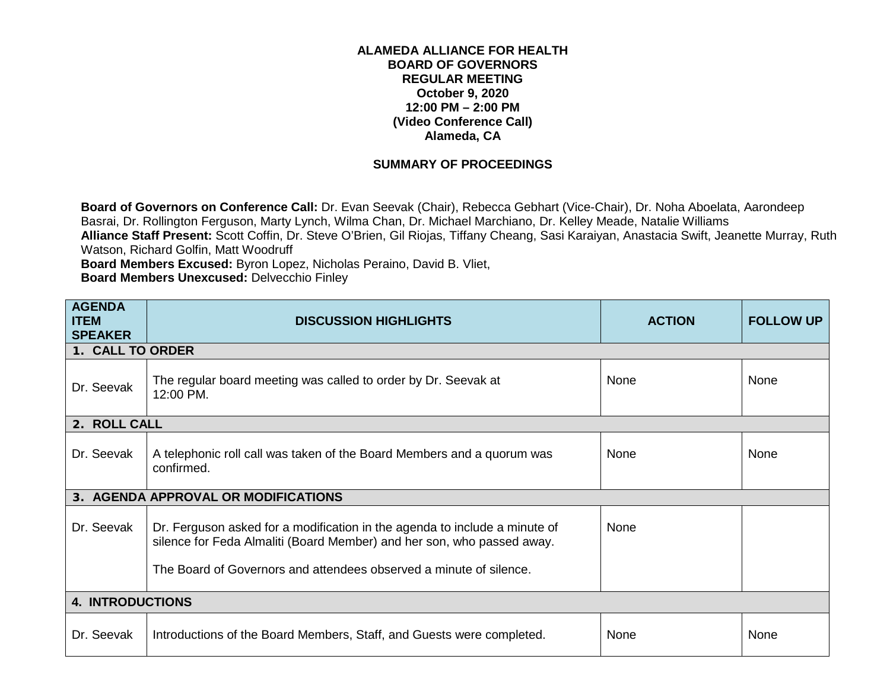**ALAMEDA ALLIANCE FOR HEALTH**
**BOARD OF GOVERNORS**
**REGULAR MEETING**
**October 9, 2020**
**12:00 PM – 2:00 PM**
**(Video Conference Call)**
**Alameda, CA**

**SUMMARY OF PROCEEDINGS**

**Board of Governors on Conference Call:** Dr. Evan Seevak (Chair), Rebecca Gebhart (Vice-Chair), Dr. Noha Aboelata, Aarondeep Basrai, Dr. Rollington Ferguson, Marty Lynch, Wilma Chan, Dr. Michael Marchiano, Dr. Kelley Meade, Natalie Williams
**Alliance Staff Present:** Scott Coffin, Dr. Steve O'Brien, Gil Riojas, Tiffany Cheang, Sasi Karaiyan, Anastacia Swift, Jeanette Murray, Ruth Watson, Richard Golfin, Matt Woodruff
**Board Members Excused:** Byron Lopez, Nicholas Peraino, David B. Vliet,
**Board Members Unexcused:** Delvecchio Finley

| AGENDA ITEM SPEAKER | DISCUSSION HIGHLIGHTS | ACTION | FOLLOW UP |
|---|---|---|---|
| **1. CALL TO ORDER** | | | |
| Dr. Seevak | The regular board meeting was called to order by Dr. Seevak at 12:00 PM. | None | None |
| **2. ROLL CALL** | | | |
| Dr. Seevak | A telephonic roll call was taken of the Board Members and a quorum was confirmed. | None | None |
| **3. AGENDA APPROVAL OR MODIFICATIONS** | | | |
| Dr. Seevak | Dr. Ferguson asked for a modification in the agenda to include a minute of silence for Feda Almaliti (Board Member) and her son, who passed away.<br><br>The Board of Governors and attendees observed a minute of silence. | None | |
| **4. INTRODUCTIONS** | | | |
| Dr. Seevak | Introductions of the Board Members, Staff, and Guests were completed. | None | None |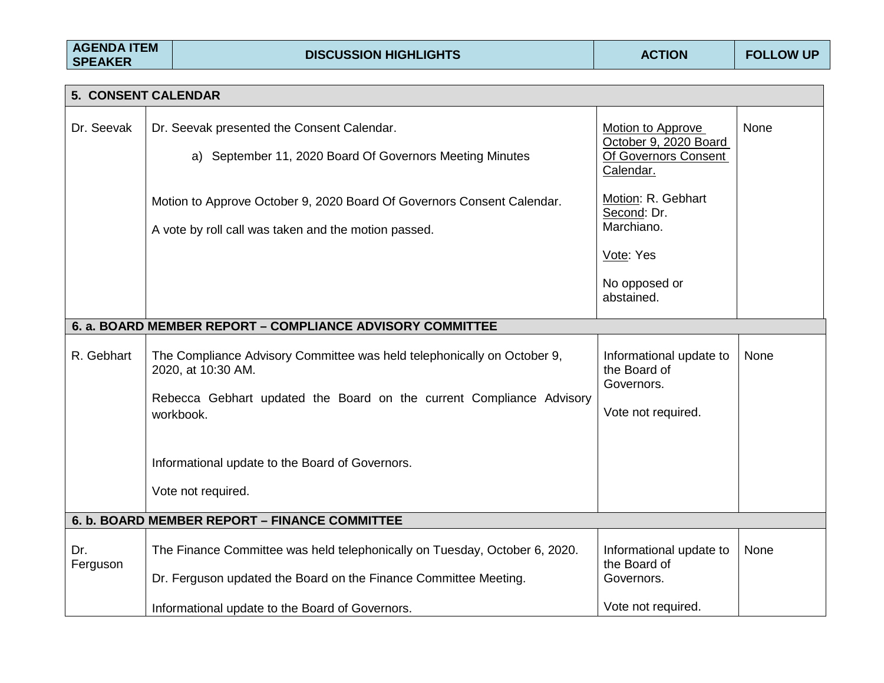| AGENDA ITEM SPEAKER | DISCUSSION HIGHLIGHTS | ACTION | FOLLOW UP |
|---|---|---|---|
| **5. CONSENT CALENDAR** | | | |
| Dr. Seevak | Dr. Seevak presented the Consent Calendar.<br><br>a) September 11, 2020 Board Of Governors Meeting Minutes<br><br>Motion to Approve October 9, 2020 Board Of Governors Consent Calendar.<br><br>A vote by roll call was taken and the motion passed. | Motion to Approve October 9, 2020 Board Of Governors Consent Calendar.<br><br>Motion: R. Gebhart<br>Second: Dr. Marchiano.<br><br>Vote: Yes<br><br>No opposed or abstained. | None |
| **6. a. BOARD MEMBER REPORT – COMPLIANCE ADVISORY COMMITTEE** | | | |
| R. Gebhart | The Compliance Advisory Committee was held telephonically on October 9, 2020, at 10:30 AM.<br><br>Rebecca Gebhart updated the Board on the current Compliance Advisory workbook.<br><br>Informational update to the Board of Governors.<br><br>Vote not required. | Informational update to the Board of Governors.<br><br>Vote not required. | None |
| **6. b. BOARD MEMBER REPORT – FINANCE COMMITTEE** | | | |
| Dr. Ferguson | The Finance Committee was held telephonically on Tuesday, October 6, 2020.<br><br>Dr. Ferguson updated the Board on the Finance Committee Meeting.<br><br>Informational update to the Board of Governors. | Informational update to the Board of Governors.<br><br>Vote not required. | None |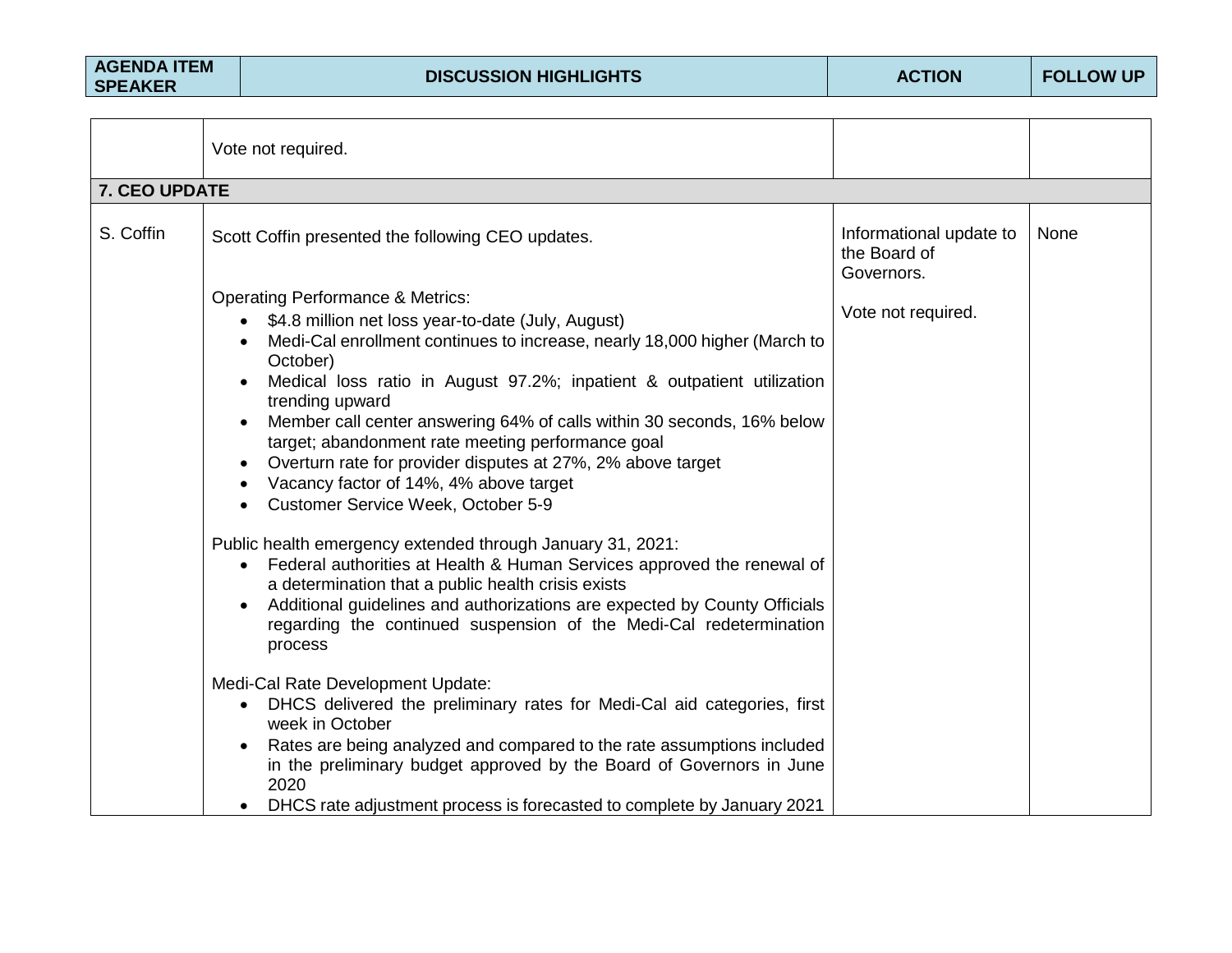| AGENDA ITEM SPEAKER | DISCUSSION HIGHLIGHTS | ACTION | FOLLOW UP |
|---|---|---|---|
| | Vote not required. | | |
| **7. CEO UPDATE** | | | |
| S. Coffin | Scott Coffin presented the following CEO updates.<br><br>Operating Performance & Metrics:<br>• $4.8 million net loss year-to-date (July, August)<br>• Medi-Cal enrollment continues to increase, nearly 18,000 higher (March to October)<br>• Medical loss ratio in August 97.2%; inpatient & outpatient utilization trending upward<br>• Member call center answering 64% of calls within 30 seconds, 16% below target; abandonment rate meeting performance goal<br>• Overturn rate for provider disputes at 27%, 2% above target<br>• Vacancy factor of 14%, 4% above target<br>• Customer Service Week, October 5-9<br><br>Public health emergency extended through January 31, 2021:<br>• Federal authorities at Health & Human Services approved the renewal of a determination that a public health crisis exists<br>• Additional guidelines and authorizations are expected by County Officials regarding the continued suspension of the Medi-Cal redetermination process<br><br>Medi-Cal Rate Development Update:<br>• DHCS delivered the preliminary rates for Medi-Cal aid categories, first week in October<br>• Rates are being analyzed and compared to the rate assumptions included in the preliminary budget approved by the Board of Governors in June 2020<br>• DHCS rate adjustment process is forecasted to complete by January 2021 | Informational update to the Board of Governors.<br><br>Vote not required. | None |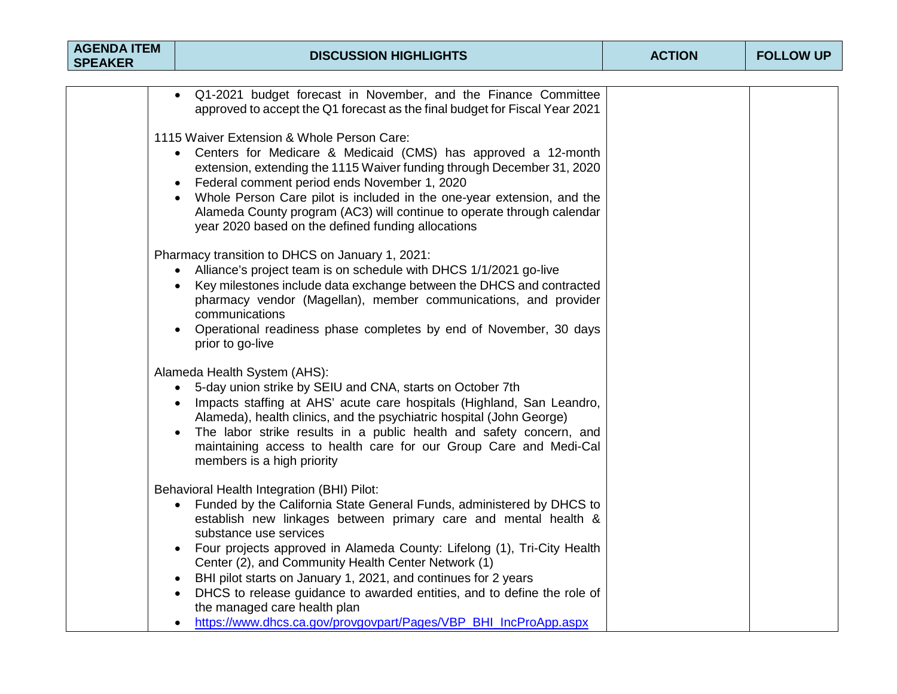| AGENDA ITEM SPEAKER | DISCUSSION HIGHLIGHTS | ACTION | FOLLOW UP |
|---|---|---|---|
| | <ul><li>Q1-2021 budget forecast in November, and the Finance Committee approved to accept the Q1 forecast as the final budget for Fiscal Year 2021</li></ul>1115 Waiver Extension & Whole Person Care:<ul><li>Centers for Medicare & Medicaid (CMS) has approved a 12-month extension, extending the 1115 Waiver funding through December 31, 2020</li><li>Federal comment period ends November 1, 2020</li><li>Whole Person Care pilot is included in the one-year extension, and the Alameda County program (AC3) will continue to operate through calendar year 2020 based on the defined funding allocations</li></ul>Pharmacy transition to DHCS on January 1, 2021:<ul><li>Alliance's project team is on schedule with DHCS 1/1/2021 go-live</li><li>Key milestones include data exchange between the DHCS and contracted pharmacy vendor (Magellan), member communications, and provider communications</li><li>Operational readiness phase completes by end of November, 30 days prior to go-live</li></ul>Alameda Health System (AHS):<ul><li>5-day union strike by SEIU and CNA, starts on October 7th</li><li>Impacts staffing at AHS' acute care hospitals (Highland, San Leandro, Alameda), health clinics, and the psychiatric hospital (John George)</li><li>The labor strike results in a public health and safety concern, and maintaining access to health care for our Group Care and Medi-Cal members is a high priority</li></ul>Behavioral Health Integration (BHI) Pilot:<ul><li>Funded by the California State General Funds, administered by DHCS to establish new linkages between primary care and mental health & substance use services</li><li>Four projects approved in Alameda County: Lifelong (1), Tri-City Health Center (2), and Community Health Center Network (1)</li><li>BHI pilot starts on January 1, 2021, and continues for 2 years</li><li>DHCS to release guidance to awarded entities, and to define the role of the managed care health plan</li><li>https://www.dhcs.ca.gov/provgovpart/Pages/VBP_BHI_IncProApp.aspx</li></ul> | | |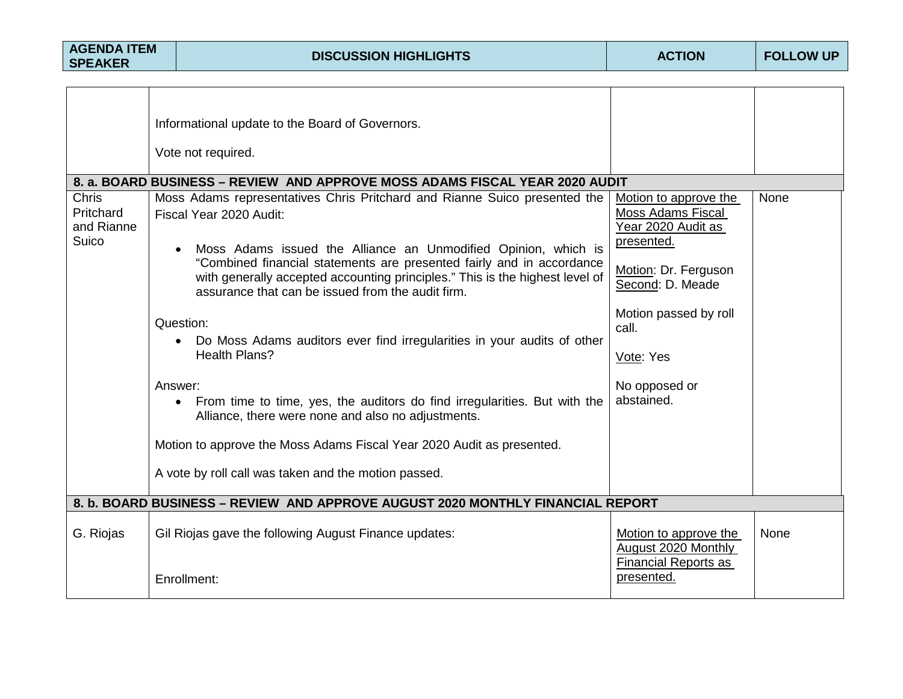| AGENDA ITEM SPEAKER | DISCUSSION HIGHLIGHTS | ACTION | FOLLOW UP |
|---|---|---|---|
| | Informational update to the Board of Governors.<br><br>Vote not required. | | |
| **8. a. BOARD BUSINESS – REVIEW AND APPROVE MOSS ADAMS FISCAL YEAR 2020 AUDIT** | | | |
| Chris Pritchard and Rianne Suico | Moss Adams representatives Chris Pritchard and Rianne Suico presented the Fiscal Year 2020 Audit:<br><br>• Moss Adams issued the Alliance an Unmodified Opinion, which is "Combined financial statements are presented fairly and in accordance with generally accepted accounting principles." This is the highest level of assurance that can be issued from the audit firm.<br><br>Question:<br>• Do Moss Adams auditors ever find irregularities in your audits of other Health Plans?<br><br>Answer:<br>• From time to time, yes, the auditors do find irregularities. But with the Alliance, there were none and also no adjustments.<br><br>Motion to approve the Moss Adams Fiscal Year 2020 Audit as presented.<br><br>A vote by roll call was taken and the motion passed. | Motion to approve the Moss Adams Fiscal Year 2020 Audit as presented.<br><br>Motion: Dr. Ferguson<br>Second: D. Meade<br><br>Motion passed by roll call.<br><br>Vote: Yes<br><br>No opposed or abstained. | None |
| **8. b. BOARD BUSINESS – REVIEW AND APPROVE AUGUST 2020 MONTHLY FINANCIAL REPORT** | | | |
| G. Riojas | Gil Riojas gave the following August Finance updates:<br><br>Enrollment: | Motion to approve the August 2020 Monthly Financial Reports as presented. | None |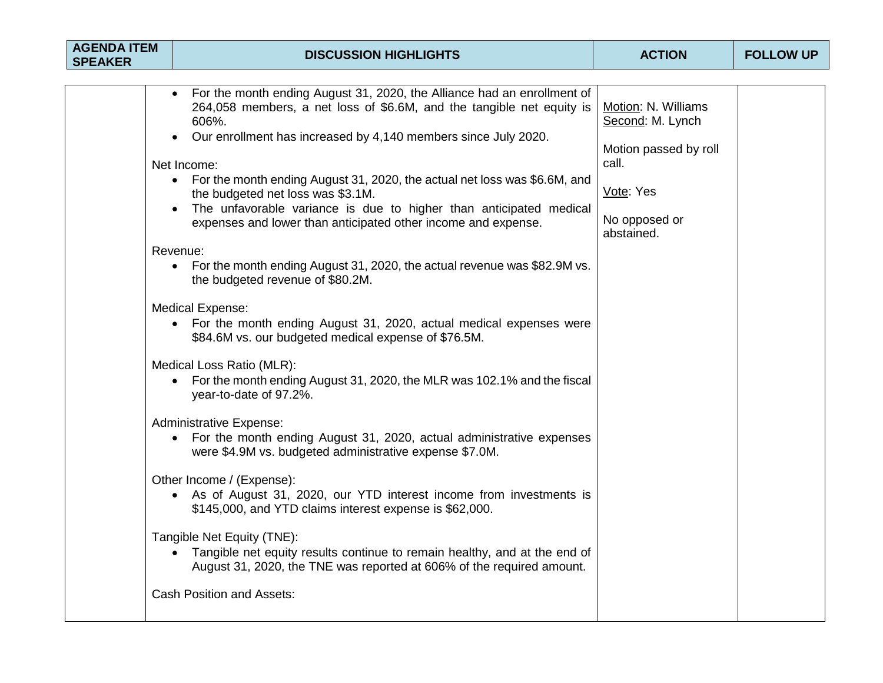| AGENDA ITEM SPEAKER | DISCUSSION HIGHLIGHTS | ACTION | FOLLOW UP |
|---|---|---|---|
| | • For the month ending August 31, 2020, the Alliance had an enrollment of 264,058 members, a net loss of $6.6M, and the tangible net equity is 606%.<br>• Our enrollment has increased by 4,140 members since July 2020.<br><br>Net Income:<br>• For the month ending August 31, 2020, the actual net loss was $6.6M, and the budgeted net loss was $3.1M.<br>• The unfavorable variance is due to higher than anticipated medical expenses and lower than anticipated other income and expense.<br><br>Revenue:<br>• For the month ending August 31, 2020, the actual revenue was $82.9M vs. the budgeted revenue of $80.2M.<br><br>Medical Expense:<br>• For the month ending August 31, 2020, actual medical expenses were $84.6M vs. our budgeted medical expense of $76.5M.<br><br>Medical Loss Ratio (MLR):<br>• For the month ending August 31, 2020, the MLR was 102.1% and the fiscal year-to-date of 97.2%.<br><br>Administrative Expense:<br>• For the month ending August 31, 2020, actual administrative expenses were $4.9M vs. budgeted administrative expense $7.0M.<br><br>Other Income / (Expense):<br>• As of August 31, 2020, our YTD interest income from investments is $145,000, and YTD claims interest expense is $62,000.<br><br>Tangible Net Equity (TNE):<br>• Tangible net equity results continue to remain healthy, and at the end of August 31, 2020, the TNE was reported at 606% of the required amount.<br><br>Cash Position and Assets: | Motion: N. Williams<br>Second: M. Lynch<br><br>Motion passed by roll call.<br><br>Vote: Yes<br><br>No opposed or abstained. | |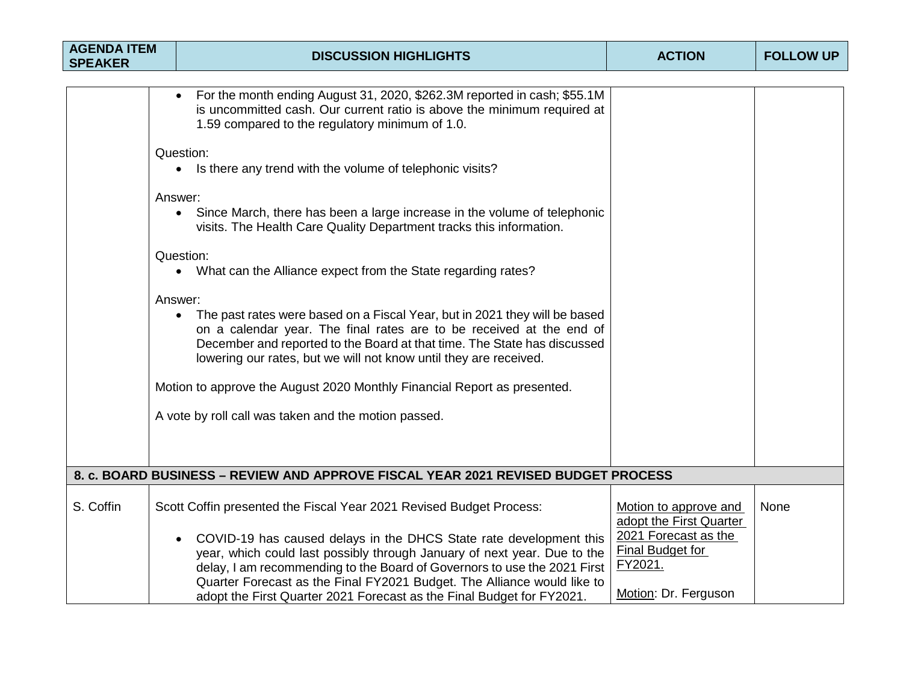| AGENDA ITEM SPEAKER | DISCUSSION HIGHLIGHTS | ACTION | FOLLOW UP |
|---|---|---|---|
| | • For the month ending August 31, 2020, \$262.3M reported in cash; \$55.1M is uncommitted cash. Our current ratio is above the minimum required at 1.59 compared to the regulatory minimum of 1.0.<br><br>Question:<br>• Is there any trend with the volume of telephonic visits?<br><br>Answer:<br>• Since March, there has been a large increase in the volume of telephonic visits. The Health Care Quality Department tracks this information.<br><br>Question:<br>• What can the Alliance expect from the State regarding rates?<br><br>Answer:<br>• The past rates were based on a Fiscal Year, but in 2021 they will be based on a calendar year. The final rates are to be received at the end of December and reported to the Board at that time. The State has discussed lowering our rates, but we will not know until they are received.<br><br>Motion to approve the August 2020 Monthly Financial Report as presented.<br><br>A vote by roll call was taken and the motion passed. | | |
| **8. c. BOARD BUSINESS – REVIEW AND APPROVE FISCAL YEAR 2021 REVISED BUDGET PROCESS** | | | |
| S. Coffin | Scott Coffin presented the Fiscal Year 2021 Revised Budget Process:<br><br>• COVID-19 has caused delays in the DHCS State rate development this year, which could last possibly through January of next year. Due to the delay, I am recommending to the Board of Governors to use the 2021 First Quarter Forecast as the Final FY2021 Budget. The Alliance would like to adopt the First Quarter 2021 Forecast as the Final Budget for FY2021. | Motion to approve and adopt the First Quarter 2021 Forecast as the Final Budget for FY2021.<br><br>Motion: Dr. Ferguson | None |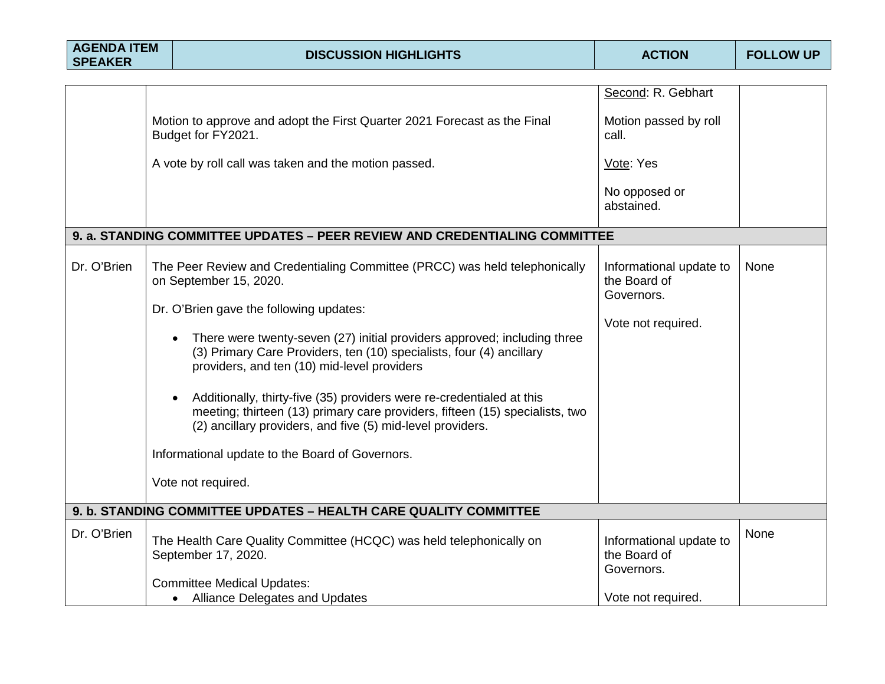| AGENDA ITEM SPEAKER | DISCUSSION HIGHLIGHTS | ACTION | FOLLOW UP |
|---|---|---|---|
| | Motion to approve and adopt the First Quarter 2021 Forecast as the Final Budget for FY2021.<br><br>A vote by roll call was taken and the motion passed. | Second: R. Gebhart<br><br>Motion passed by roll call.<br><br>Vote: Yes<br><br>No opposed or abstained. | |
| **9. a. STANDING COMMITTEE UPDATES – PEER REVIEW AND CREDENTIALING COMMITTEE** | | | |
| Dr. O'Brien | The Peer Review and Credentialing Committee (PRCC) was held telephonically on September 15, 2020.<br><br>Dr. O'Brien gave the following updates:<br><br>• There were twenty-seven (27) initial providers approved; including three (3) Primary Care Providers, ten (10) specialists, four (4) ancillary providers, and ten (10) mid-level providers<br><br>• Additionally, thirty-five (35) providers were re-credentialed at this meeting; thirteen (13) primary care providers, fifteen (15) specialists, two (2) ancillary providers, and five (5) mid-level providers.<br><br>Informational update to the Board of Governors.<br><br>Vote not required. | Informational update to the Board of Governors.<br><br>Vote not required. | None |
| **9. b. STANDING COMMITTEE UPDATES – HEALTH CARE QUALITY COMMITTEE** | | | |
| Dr. O'Brien | The Health Care Quality Committee (HCQC) was held telephonically on September 17, 2020.<br><br>Committee Medical Updates:<br>• Alliance Delegates and Updates | Informational update to the Board of Governors.<br><br>Vote not required. | None |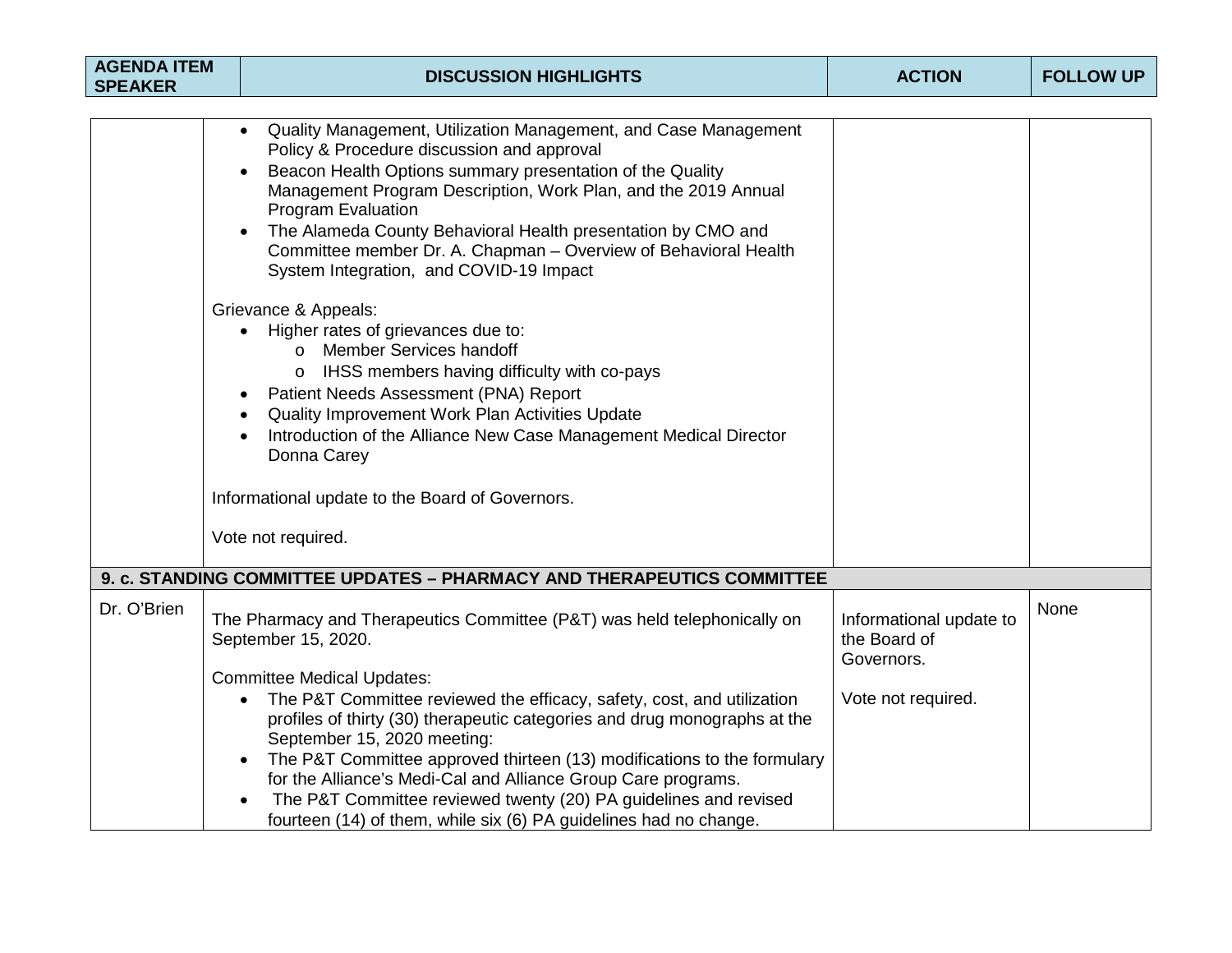| AGENDA ITEM SPEAKER | DISCUSSION HIGHLIGHTS | ACTION | FOLLOW UP |
|---|---|---|---|
| | • Quality Management, Utilization Management, and Case Management Policy & Procedure discussion and approval<br>• Beacon Health Options summary presentation of the Quality Management Program Description, Work Plan, and the 2019 Annual Program Evaluation<br>• The Alameda County Behavioral Health presentation by CMO and Committee member Dr. A. Chapman – Overview of Behavioral Health System Integration, and COVID-19 Impact<br><br>Grievance & Appeals:<br>• Higher rates of grievances due to:<br>  o Member Services handoff<br>  o IHSS members having difficulty with co-pays<br>• Patient Needs Assessment (PNA) Report<br>• Quality Improvement Work Plan Activities Update<br>• Introduction of the Alliance New Case Management Medical Director Donna Carey<br><br>Informational update to the Board of Governors.<br><br>Vote not required. | | |
| **9. c. STANDING COMMITTEE UPDATES – PHARMACY AND THERAPEUTICS COMMITTEE** | | | |
| Dr. O'Brien | The Pharmacy and Therapeutics Committee (P&T) was held telephonically on September 15, 2020.<br><br>Committee Medical Updates:<br>• The P&T Committee reviewed the efficacy, safety, cost, and utilization profiles of thirty (30) therapeutic categories and drug monographs at the September 15, 2020 meeting:<br>• The P&T Committee approved thirteen (13) modifications to the formulary for the Alliance's Medi-Cal and Alliance Group Care programs.<br>• The P&T Committee reviewed twenty (20) PA guidelines and revised fourteen (14) of them, while six (6) PA guidelines had no change. | Informational update to the Board of Governors.<br><br>Vote not required. | None |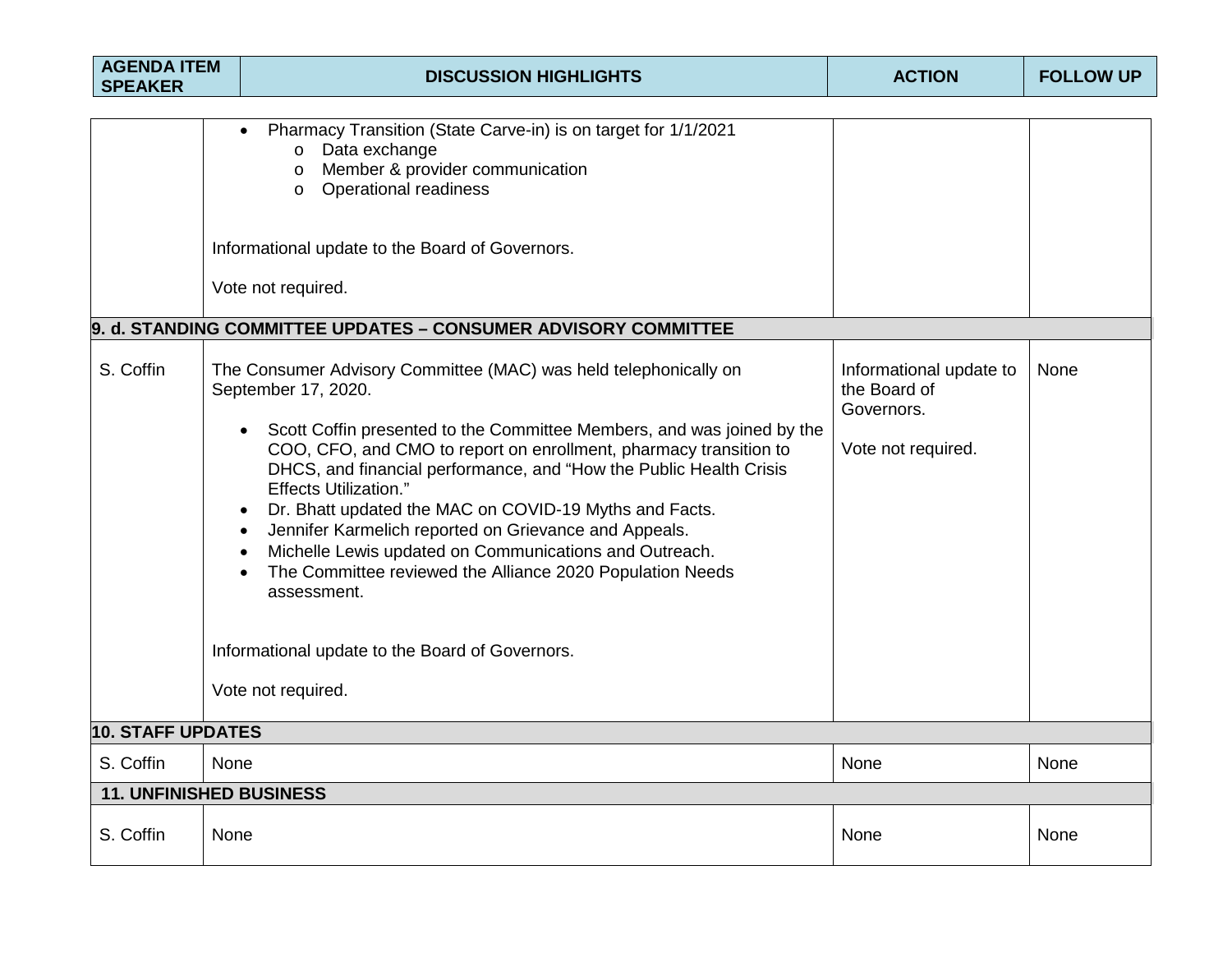| AGENDA ITEM SPEAKER | DISCUSSION HIGHLIGHTS | ACTION | FOLLOW UP |
|---|---|---|---|
| | • Pharmacy Transition (State Carve-in) is on target for 1/1/2021<br>o Data exchange<br>o Member & provider communication<br>o Operational readiness<br><br>Informational update to the Board of Governors.<br><br>Vote not required. | | |
| **9. d. STANDING COMMITTEE UPDATES – CONSUMER ADVISORY COMMITTEE** | | | |
| S. Coffin | The Consumer Advisory Committee (MAC) was held telephonically on September 17, 2020.<br><br>• Scott Coffin presented to the Committee Members, and was joined by the COO, CFO, and CMO to report on enrollment, pharmacy transition to DHCS, and financial performance, and "How the Public Health Crisis Effects Utilization."<br>• Dr. Bhatt updated the MAC on COVID-19 Myths and Facts.<br>• Jennifer Karmelich reported on Grievance and Appeals.<br>• Michelle Lewis updated on Communications and Outreach.<br>• The Committee reviewed the Alliance 2020 Population Needs assessment.<br><br>Informational update to the Board of Governors.<br><br>Vote not required. | Informational update to the Board of Governors.<br><br>Vote not required. | None |
| **10. STAFF UPDATES** | | | |
| S. Coffin | None | None | None |
| **11. UNFINISHED BUSINESS** | | | |
| S. Coffin | None | None | None |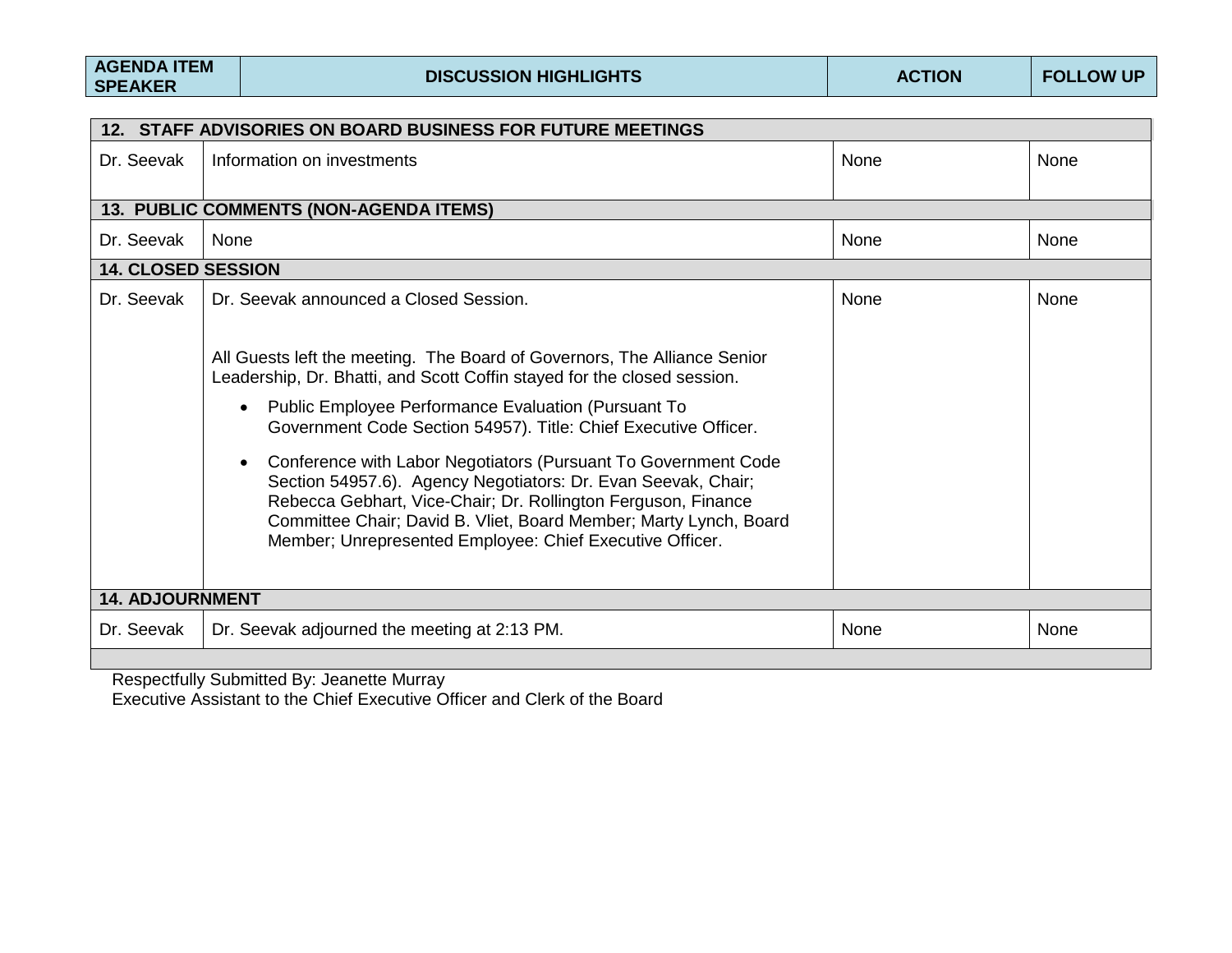| AGENDA ITEM SPEAKER | DISCUSSION HIGHLIGHTS | ACTION | FOLLOW UP |
|---|---|---|---|
| **12. STAFF ADVISORIES ON BOARD BUSINESS FOR FUTURE MEETINGS** | | | |
| Dr. Seevak | Information on investments | None | None |
| **13. PUBLIC COMMENTS (NON-AGENDA ITEMS)** | | | |
| Dr. Seevak | None | None | None |
| **14. CLOSED SESSION** | | | |
| Dr. Seevak | Dr. Seevak announced a Closed Session.<br><br>All Guests left the meeting. The Board of Governors, The Alliance Senior Leadership, Dr. Bhatti, and Scott Coffin stayed for the closed session.<br><br>• Public Employee Performance Evaluation (Pursuant To Government Code Section 54957). Title: Chief Executive Officer.<br><br>• Conference with Labor Negotiators (Pursuant To Government Code Section 54957.6). Agency Negotiators: Dr. Evan Seevak, Chair; Rebecca Gebhart, Vice-Chair; Dr. Rollington Ferguson, Finance Committee Chair; David B. Vliet, Board Member; Marty Lynch, Board Member; Unrepresented Employee: Chief Executive Officer. | None | None |
| **14. ADJOURNMENT** | | | |
| Dr. Seevak | Dr. Seevak adjourned the meeting at 2:13 PM. | None | None |

Respectfully Submitted By: Jeanette Murray
Executive Assistant to the Chief Executive Officer and Clerk of the Board